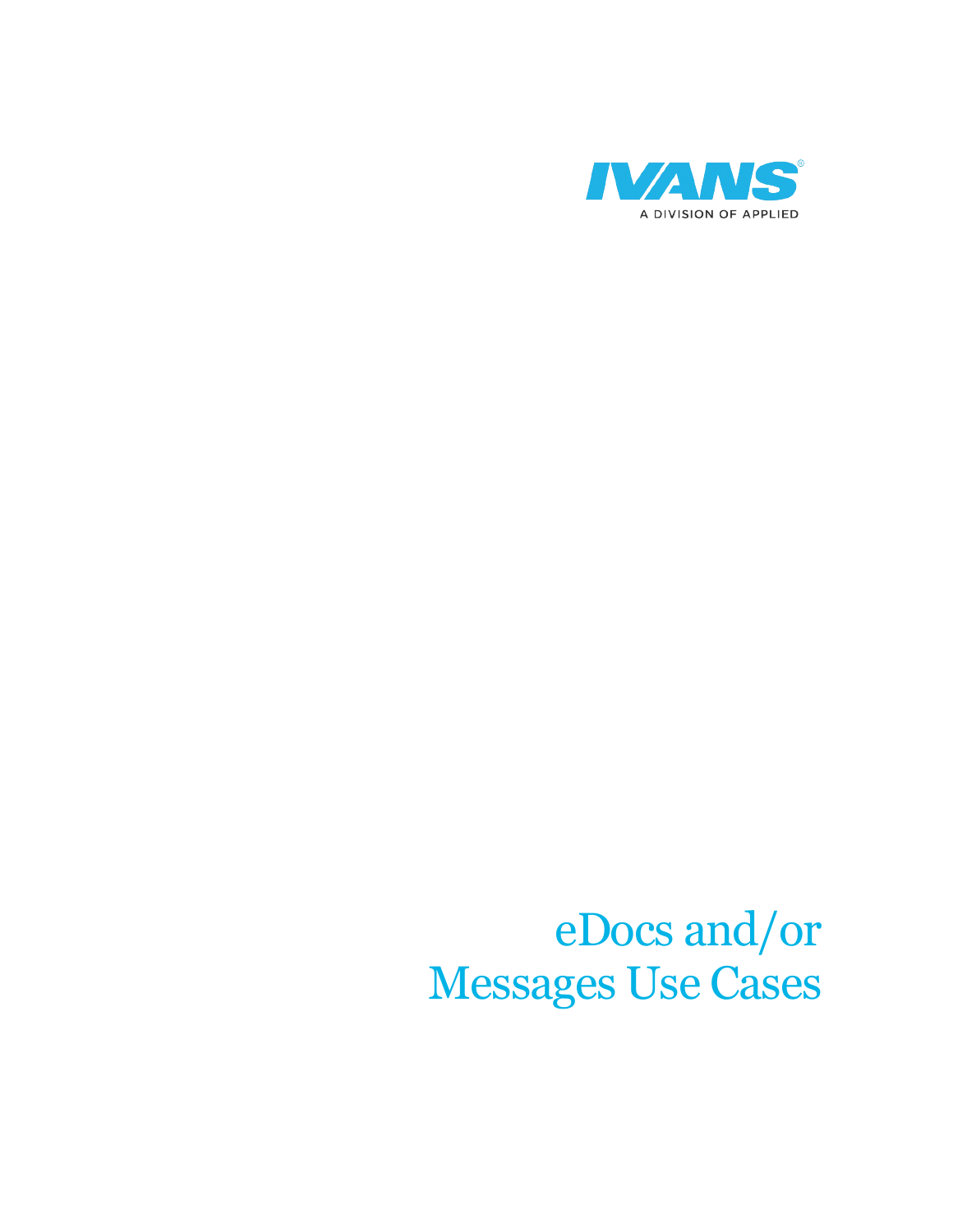IVANS®

A DIVISION OF APPLIED

# eDocs and/or Messages Use Cases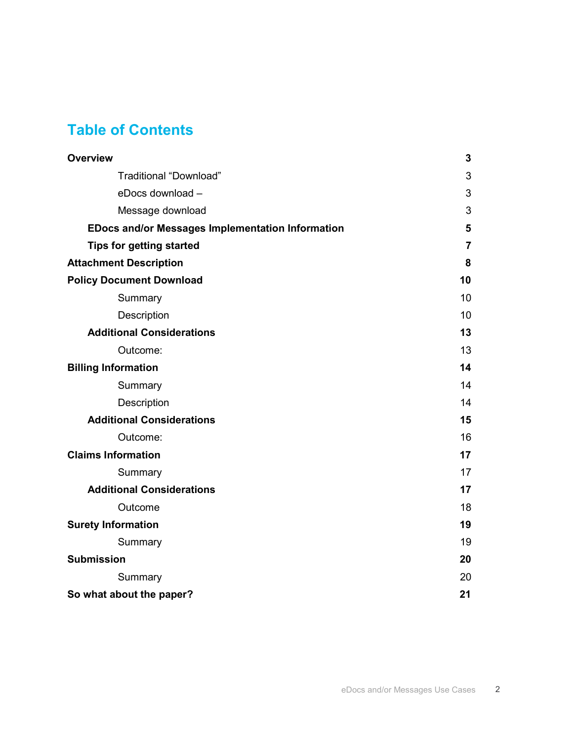# Table of Contents

| | |
|---|---|
| **Overview** | **3** |
| Traditional “Download” | 3 |
| eDocs download – | 3 |
| Message download | 3 |
| **EDocs and/or Messages Implementation Information** | **5** |
| **Tips for getting started** | **7** |
| **Attachment Description** | **8** |
| **Policy Document Download** | **10** |
| Summary | 10 |
| Description | 10 |
| **Additional Considerations** | **13** |
| Outcome: | 13 |
| **Billing Information** | **14** |
| Summary | 14 |
| Description | 14 |
| **Additional Considerations** | **15** |
| Outcome: | 16 |
| **Claims Information** | **17** |
| Summary | 17 |
| **Additional Considerations** | **17** |
| Outcome | 18 |
| **Surety Information** | **19** |
| Summary | 19 |
| **Submission** | **20** |
| Summary | 20 |
| **So what about the paper?** | **21** |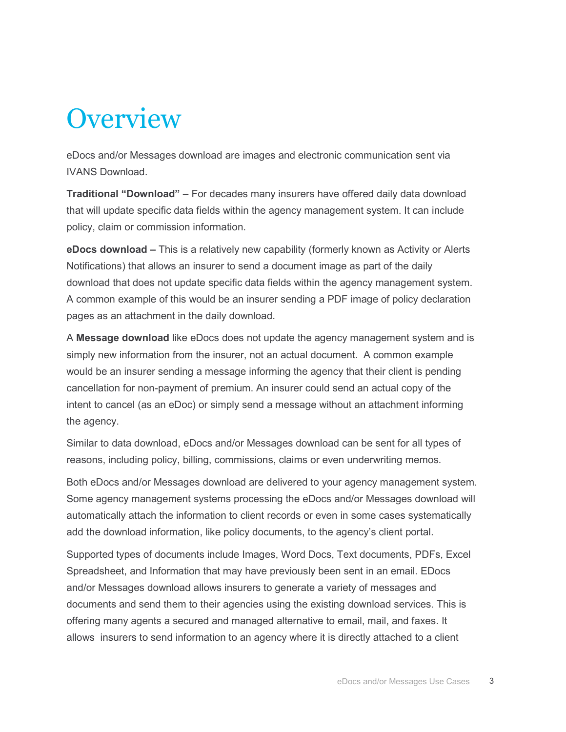# Overview

eDocs and/or Messages download are images and electronic communication sent via IVANS Download.

**Traditional "Download"** – For decades many insurers have offered daily data download that will update specific data fields within the agency management system. It can include policy, claim or commission information.

**eDocs download –** This is a relatively new capability (formerly known as Activity or Alerts Notifications) that allows an insurer to send a document image as part of the daily download that does not update specific data fields within the agency management system. A common example of this would be an insurer sending a PDF image of policy declaration pages as an attachment in the daily download.

A **Message download** like eDocs does not update the agency management system and is simply new information from the insurer, not an actual document. A common example would be an insurer sending a message informing the agency that their client is pending cancellation for non-payment of premium. An insurer could send an actual copy of the intent to cancel (as an eDoc) or simply send a message without an attachment informing the agency.

Similar to data download, eDocs and/or Messages download can be sent for all types of reasons, including policy, billing, commissions, claims or even underwriting memos.

Both eDocs and/or Messages download are delivered to your agency management system. Some agency management systems processing the eDocs and/or Messages download will automatically attach the information to client records or even in some cases systematically add the download information, like policy documents, to the agency's client portal.

Supported types of documents include Images, Word Docs, Text documents, PDFs, Excel Spreadsheet, and Information that may have previously been sent in an email. EDocs and/or Messages download allows insurers to generate a variety of messages and documents and send them to their agencies using the existing download services. This is offering many agents a secured and managed alternative to email, mail, and faxes. It allows insurers to send information to an agency where it is directly attached to a client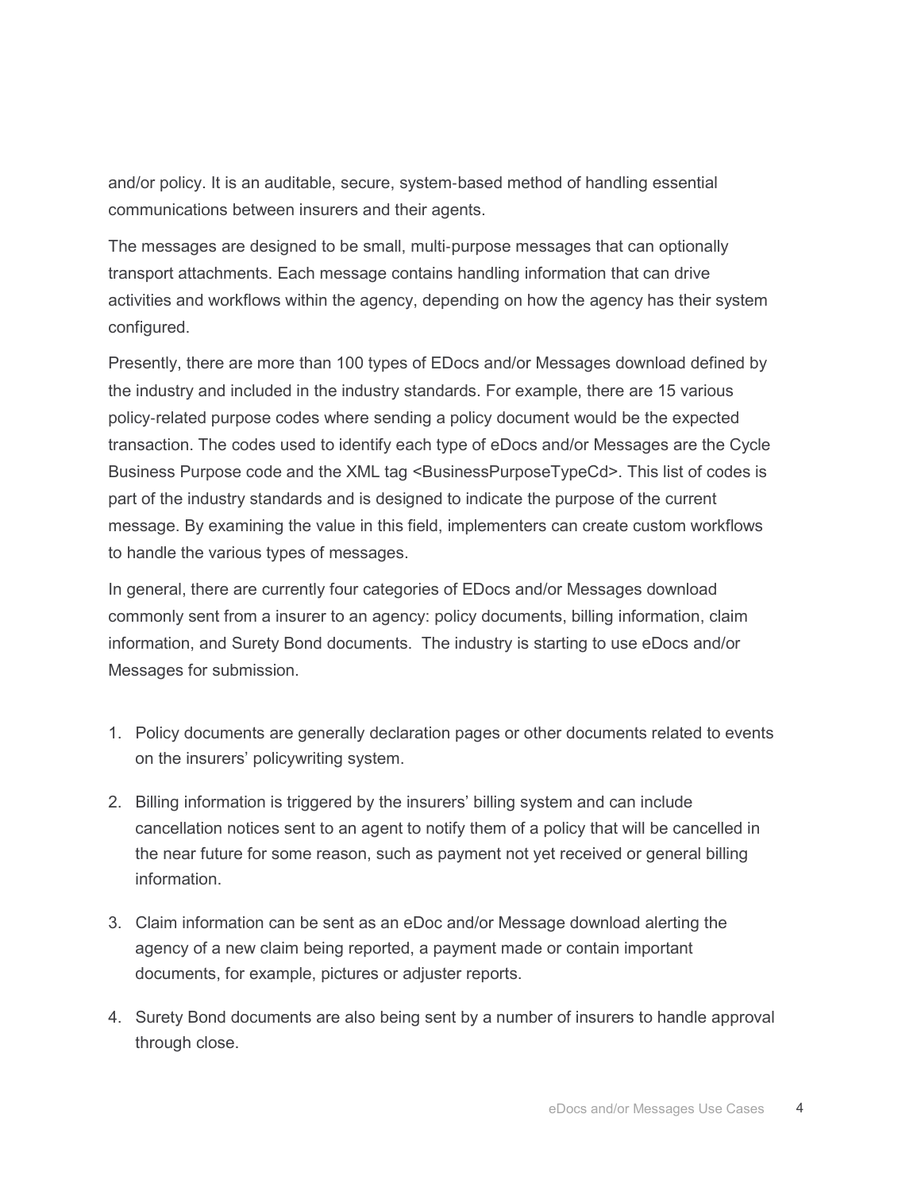and/or policy. It is an auditable, secure, system-based method of handling essential communications between insurers and their agents.

The messages are designed to be small, multi-purpose messages that can optionally transport attachments. Each message contains handling information that can drive activities and workflows within the agency, depending on how the agency has their system configured.

Presently, there are more than 100 types of EDocs and/or Messages download defined by the industry and included in the industry standards. For example, there are 15 various policy-related purpose codes where sending a policy document would be the expected transaction. The codes used to identify each type of eDocs and/or Messages are the Cycle Business Purpose code and the XML tag <BusinessPurposeTypeCd>. This list of codes is part of the industry standards and is designed to indicate the purpose of the current message. By examining the value in this field, implementers can create custom workflows to handle the various types of messages.

In general, there are currently four categories of EDocs and/or Messages download commonly sent from a insurer to an agency: policy documents, billing information, claim information, and Surety Bond documents. The industry is starting to use eDocs and/or Messages for submission.

1. Policy documents are generally declaration pages or other documents related to events on the insurers' policywriting system.

2. Billing information is triggered by the insurers' billing system and can include cancellation notices sent to an agent to notify them of a policy that will be cancelled in the near future for some reason, such as payment not yet received or general billing information.

3. Claim information can be sent as an eDoc and/or Message download alerting the agency of a new claim being reported, a payment made or contain important documents, for example, pictures or adjuster reports.

4. Surety Bond documents are also being sent by a number of insurers to handle approval through close.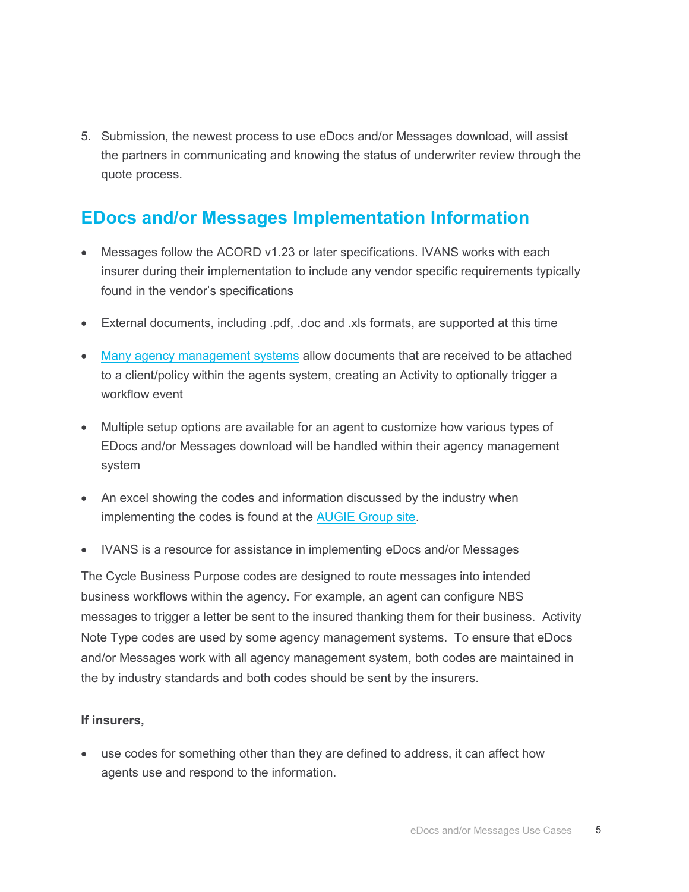5. Submission, the newest process to use eDocs and/or Messages download, will assist the partners in communicating and knowing the status of underwriter review through the quote process.

## EDocs and/or Messages Implementation Information

- Messages follow the ACORD v1.23 or later specifications. IVANS works with each insurer during their implementation to include any vendor specific requirements typically found in the vendor's specifications
- External documents, including .pdf, .doc and .xls formats, are supported at this time
- Many agency management systems allow documents that are received to be attached to a client/policy within the agents system, creating an Activity to optionally trigger a workflow event
- Multiple setup options are available for an agent to customize how various types of EDocs and/or Messages download will be handled within their agency management system
- An excel showing the codes and information discussed by the industry when implementing the codes is found at the AUGIE Group site.
- IVANS is a resource for assistance in implementing eDocs and/or Messages

The Cycle Business Purpose codes are designed to route messages into intended business workflows within the agency. For example, an agent can configure NBS messages to trigger a letter be sent to the insured thanking them for their business. Activity Note Type codes are used by some agency management systems. To ensure that eDocs and/or Messages work with all agency management system, both codes are maintained in the by industry standards and both codes should be sent by the insurers.

**If insurers,**

- use codes for something other than they are defined to address, it can affect how agents use and respond to the information.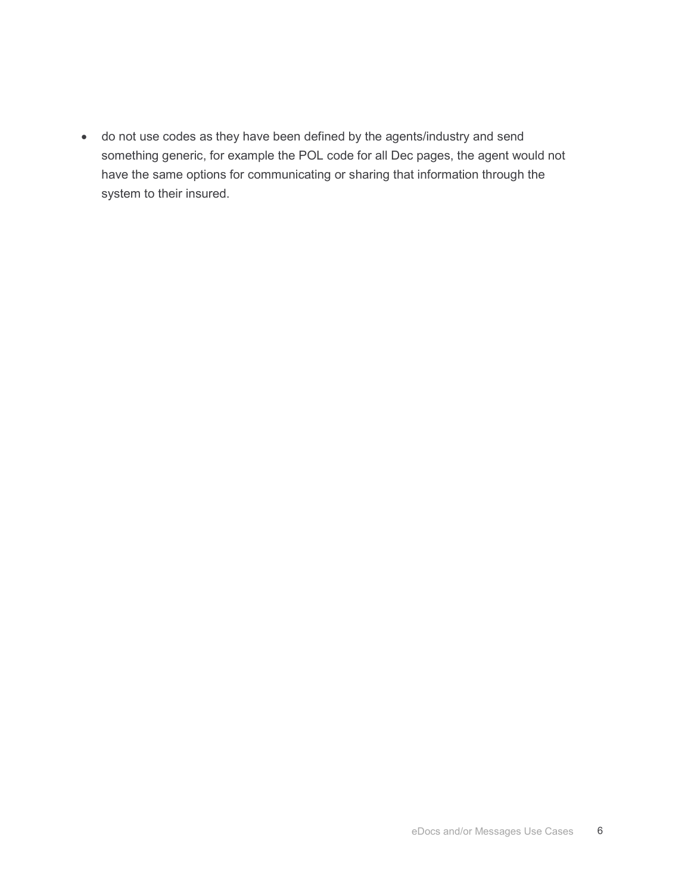- do not use codes as they have been defined by the agents/industry and send something generic, for example the POL code for all Dec pages, the agent would not have the same options for communicating or sharing that information through the system to their insured.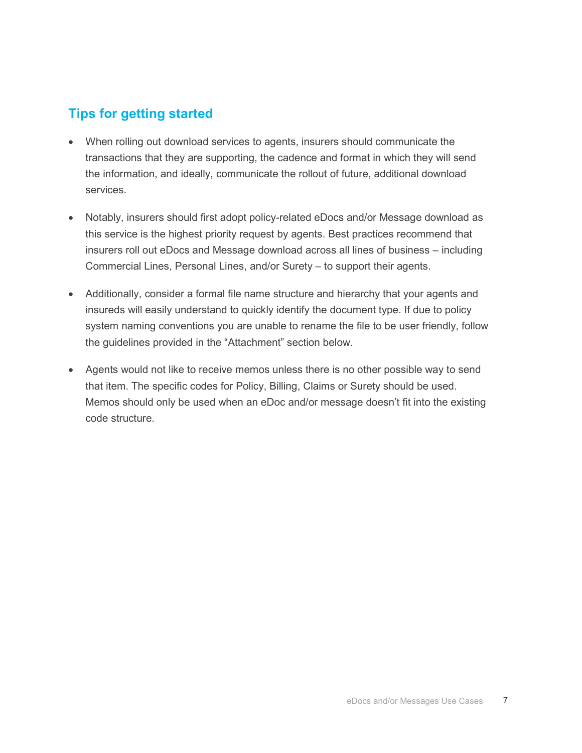## Tips for getting started

- When rolling out download services to agents, insurers should communicate the transactions that they are supporting, the cadence and format in which they will send the information, and ideally, communicate the rollout of future, additional download services.

- Notably, insurers should first adopt policy-related eDocs and/or Message download as this service is the highest priority request by agents. Best practices recommend that insurers roll out eDocs and Message download across all lines of business – including Commercial Lines, Personal Lines, and/or Surety – to support their agents.

- Additionally, consider a formal file name structure and hierarchy that your agents and insureds will easily understand to quickly identify the document type. If due to policy system naming conventions you are unable to rename the file to be user friendly, follow the guidelines provided in the "Attachment" section below.

- Agents would not like to receive memos unless there is no other possible way to send that item. The specific codes for Policy, Billing, Claims or Surety should be used. Memos should only be used when an eDoc and/or message doesn't fit into the existing code structure.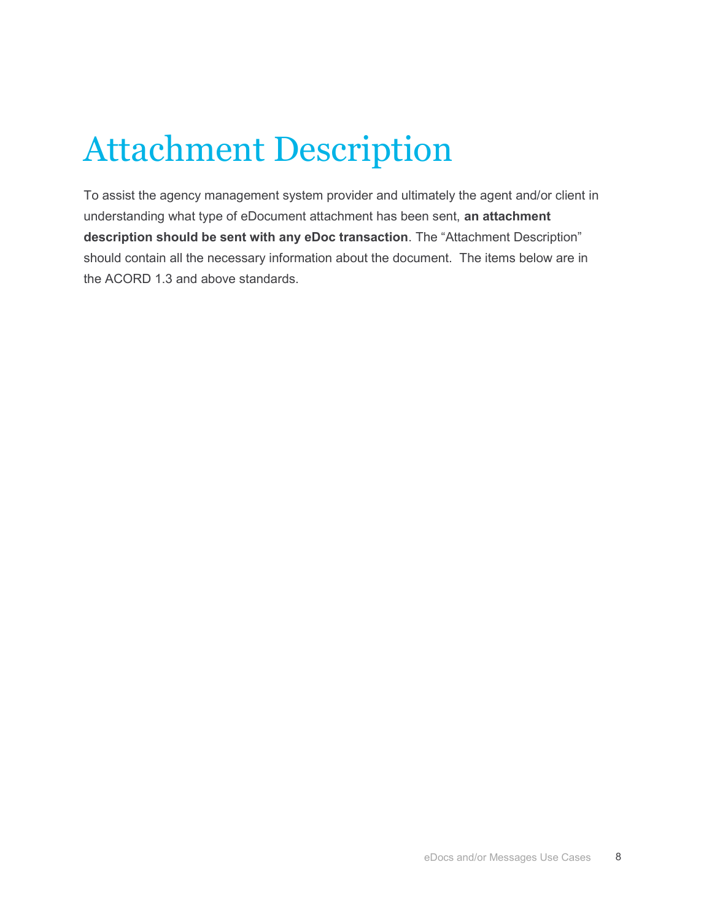# Attachment Description

To assist the agency management system provider and ultimately the agent and/or client in understanding what type of eDocument attachment has been sent, **an attachment description should be sent with any eDoc transaction**. The “Attachment Description” should contain all the necessary information about the document. The items below are in the ACORD 1.3 and above standards.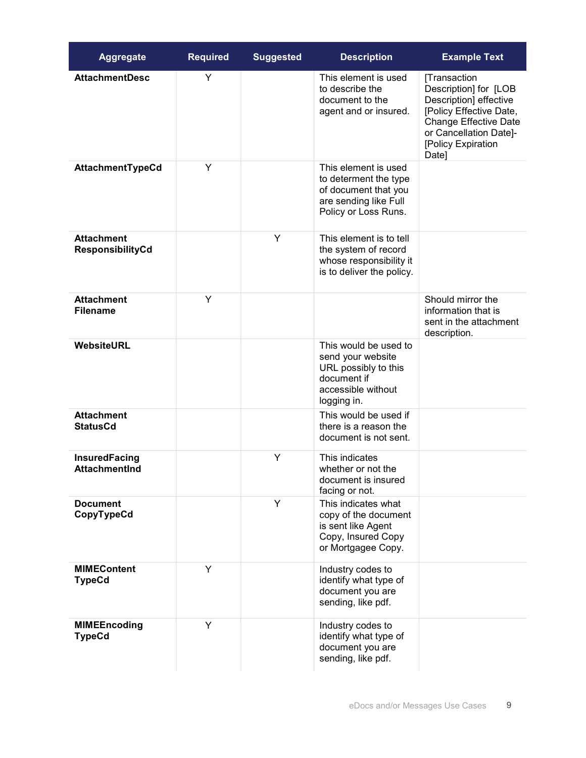| Aggregate | Required | Suggested | Description | Example Text |
|---|---|---|---|---|
| **AttachmentDesc** | Y | | This element is used to describe the document to the agent and or insured. | [Transaction Description] for [LOB Description] effective [Policy Effective Date, Change Effective Date or Cancellation Date]-[Policy Expiration Date] |
| **AttachmentTypeCd** | Y | | This element is used to determent the type of document that you are sending like Full Policy or Loss Runs. | |
| **Attachment ResponsibilityCd** | | Y | This element is to tell the system of record whose responsibility it is to deliver the policy. | |
| **Attachment Filename** | Y | | | Should mirror the information that is sent in the attachment description. |
| **WebsiteURL** | | | This would be used to send your website URL possibly to this document if accessible without logging in. | |
| **Attachment StatusCd** | | | This would be used if there is a reason the document is not sent. | |
| **InsuredFacing AttachmentInd** | | Y | This indicates whether or not the document is insured facing or not. | |
| **Document CopyTypeCd** | | Y | This indicates what copy of the document is sent like Agent Copy, Insured Copy or Mortgagee Copy. | |
| **MIMEContent TypeCd** | Y | | Industry codes to identify what type of document you are sending, like pdf. | |
| **MIMEEncoding TypeCd** | Y | | Industry codes to identify what type of document you are sending, like pdf. | |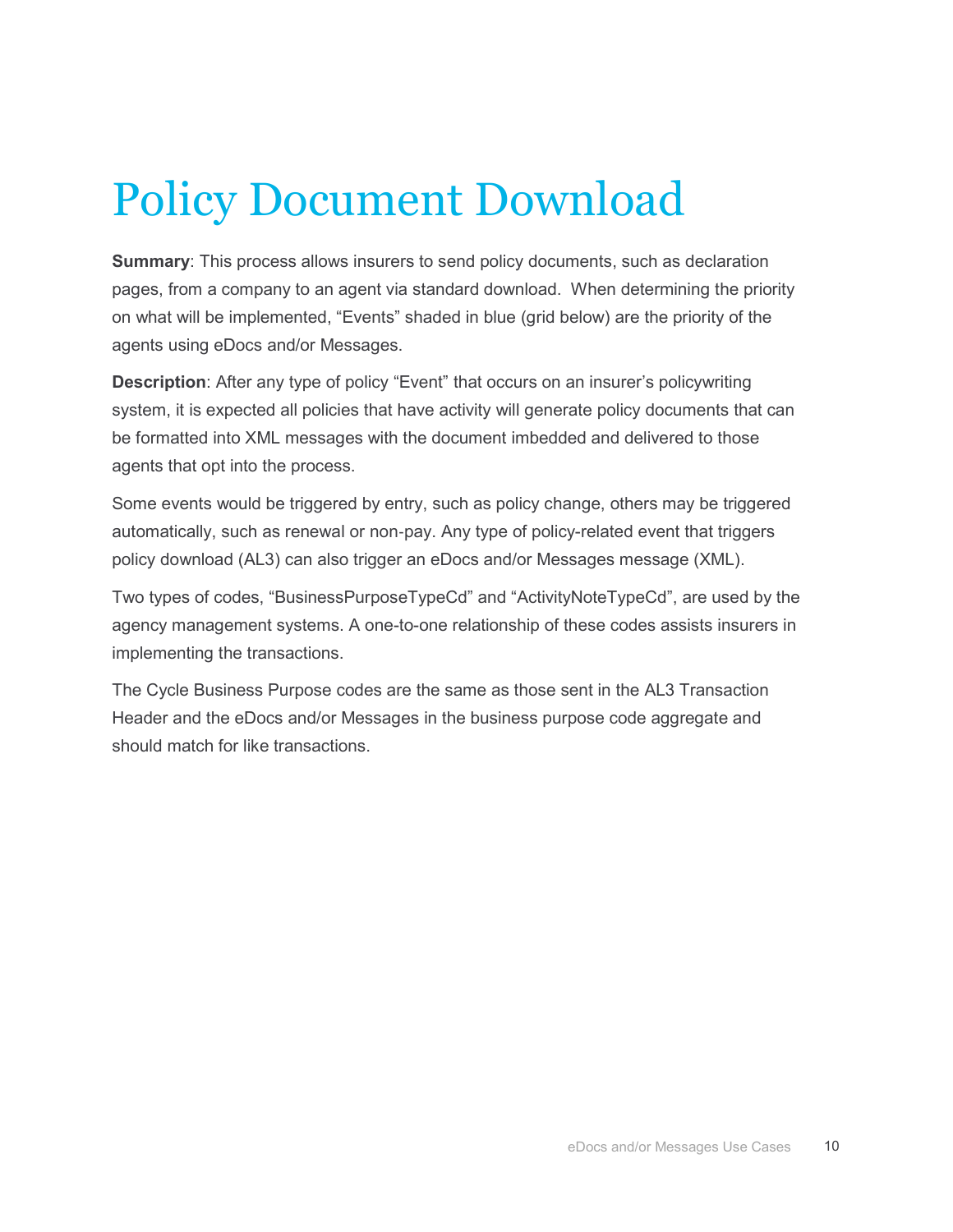# Policy Document Download

**Summary**: This process allows insurers to send policy documents, such as declaration pages, from a company to an agent via standard download.  When determining the priority on what will be implemented, "Events" shaded in blue (grid below) are the priority of the agents using eDocs and/or Messages.

**Description**: After any type of policy "Event" that occurs on an insurer's policywriting system, it is expected all policies that have activity will generate policy documents that can be formatted into XML messages with the document imbedded and delivered to those agents that opt into the process.

Some events would be triggered by entry, such as policy change, others may be triggered automatically, such as renewal or non-pay. Any type of policy-related event that triggers policy download (AL3) can also trigger an eDocs and/or Messages message (XML).

Two types of codes, "BusinessPurposeTypeCd" and "ActivityNoteTypeCd", are used by the agency management systems. A one-to-one relationship of these codes assists insurers in implementing the transactions.

The Cycle Business Purpose codes are the same as those sent in the AL3 Transaction Header and the eDocs and/or Messages in the business purpose code aggregate and should match for like transactions.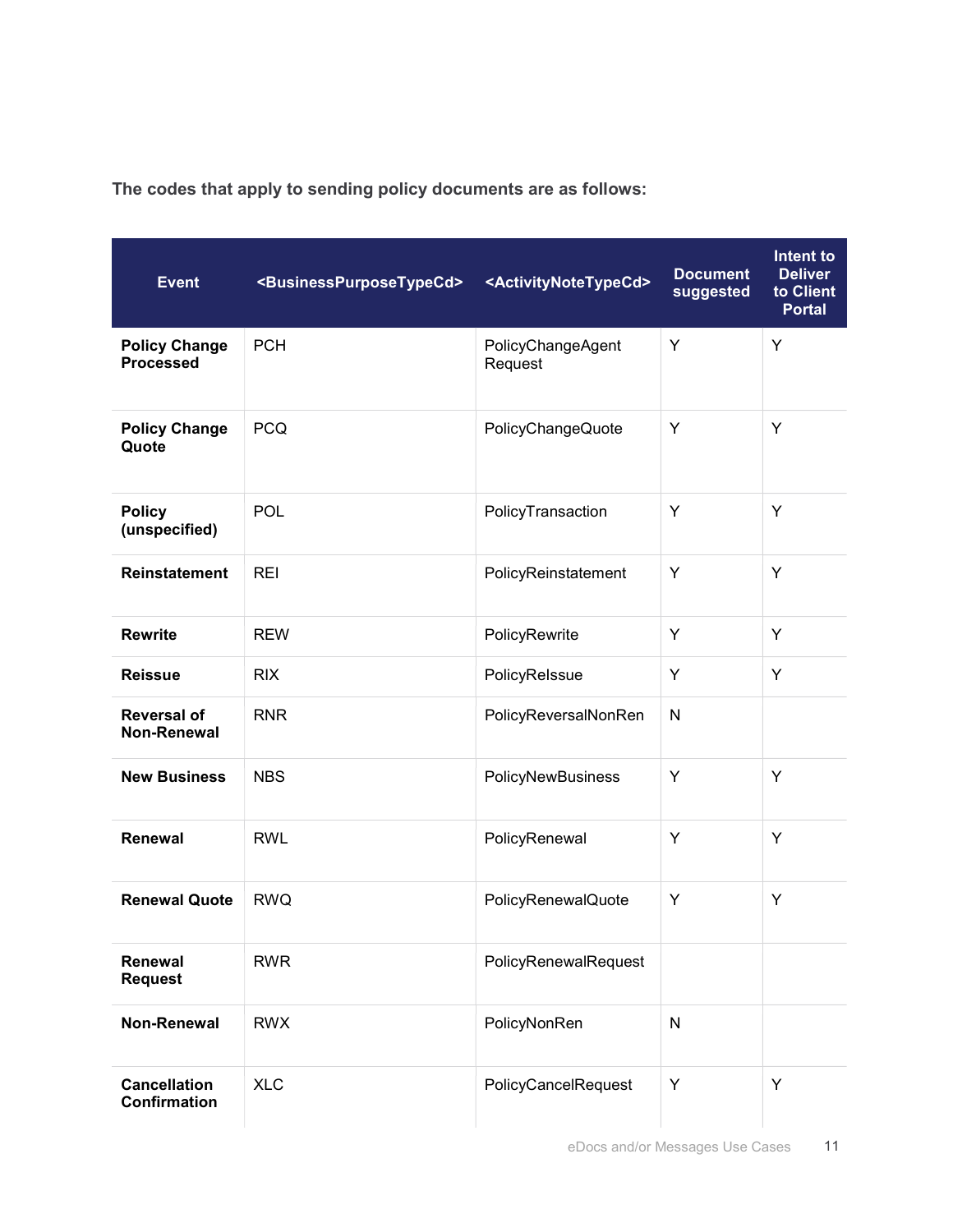**The codes that apply to sending policy documents are as follows:**

| Event | <BusinessPurposeTypeCd> | <ActivityNoteTypeCd> | Document suggested | Intent to Deliver to Client Portal |
|---|---|---|---|---|
| **Policy Change Processed** | PCH | PolicyChangeAgent Request | Y | Y |
| **Policy Change Quote** | PCQ | PolicyChangeQuote | Y | Y |
| **Policy (unspecified)** | POL | PolicyTransaction | Y | Y |
| **Reinstatement** | REI | PolicyReinstatement | Y | Y |
| **Rewrite** | REW | PolicyRewrite | Y | Y |
| **Reissue** | RIX | PolicyReIssue | Y | Y |
| **Reversal of Non-Renewal** | RNR | PolicyReversalNonRen | N | |
| **New Business** | NBS | PolicyNewBusiness | Y | Y |
| **Renewal** | RWL | PolicyRenewal | Y | Y |
| **Renewal Quote** | RWQ | PolicyRenewalQuote | Y | Y |
| **Renewal Request** | RWR | PolicyRenewalRequest | | |
| **Non-Renewal** | RWX | PolicyNonRen | N | |
| **Cancellation Confirmation** | XLC | PolicyCancelRequest | Y | Y |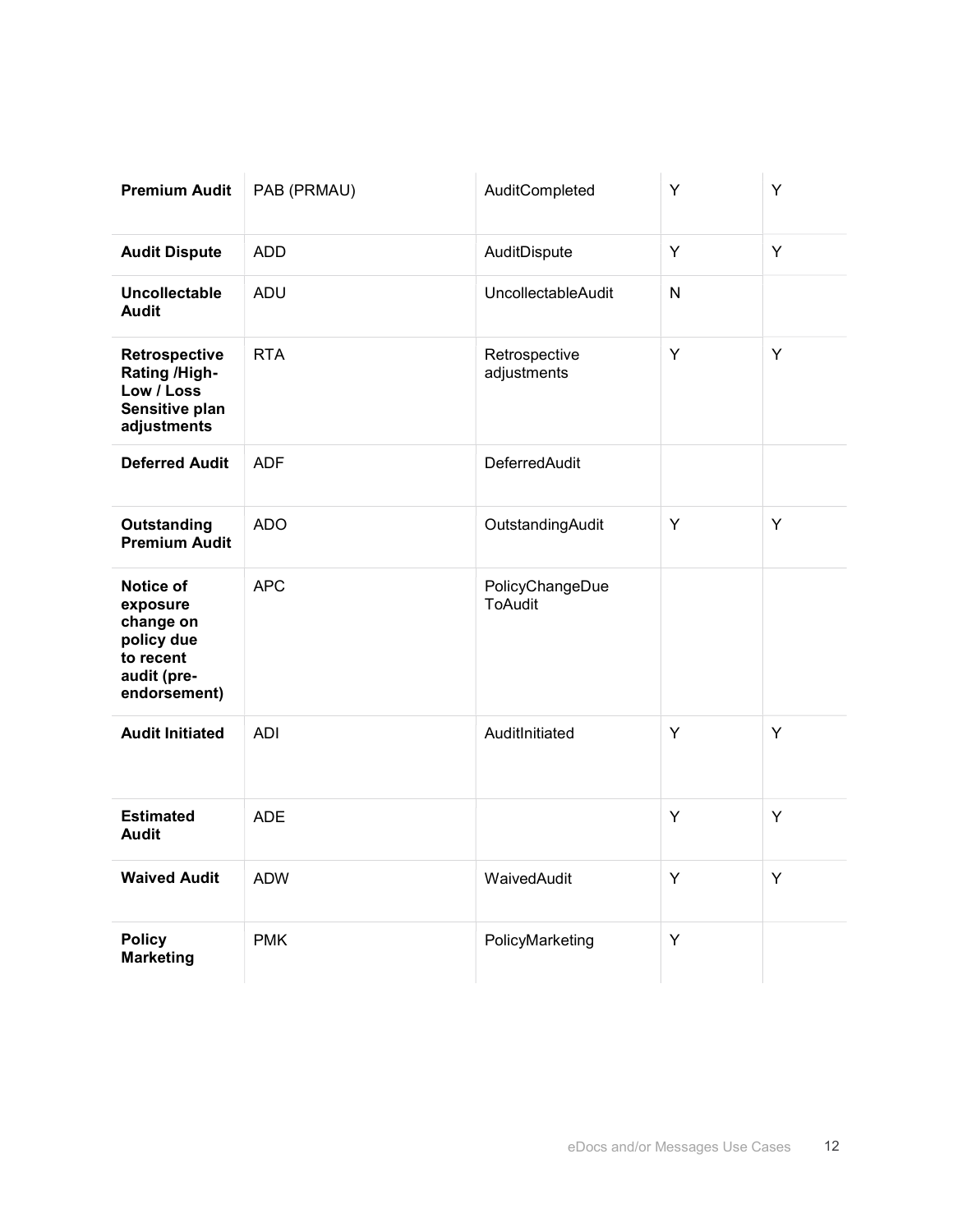| | | | | |
|---|---|---|---|---|
| **Premium Audit** | PAB (PRMAU) | AuditCompleted | Y | Y |
| **Audit Dispute** | ADD | AuditDispute | Y | Y |
| **Uncollectable Audit** | ADU | UncollectableAudit | N | |
| **Retrospective Rating /High-Low / Loss Sensitive plan adjustments** | RTA | Retrospective adjustments | Y | Y |
| **Deferred Audit** | ADF | DeferredAudit | | |
| **Outstanding Premium Audit** | ADO | OutstandingAudit | Y | Y |
| **Notice of exposure change on policy due to recent audit (pre-endorsement)** | APC | PolicyChangeDueToAudit | | |
| **Audit Initiated** | ADI | AuditInitiated | Y | Y |
| **Estimated Audit** | ADE | | Y | Y |
| **Waived Audit** | ADW | WaivedAudit | Y | Y |
| **Policy Marketing** | PMK | PolicyMarketing | Y | |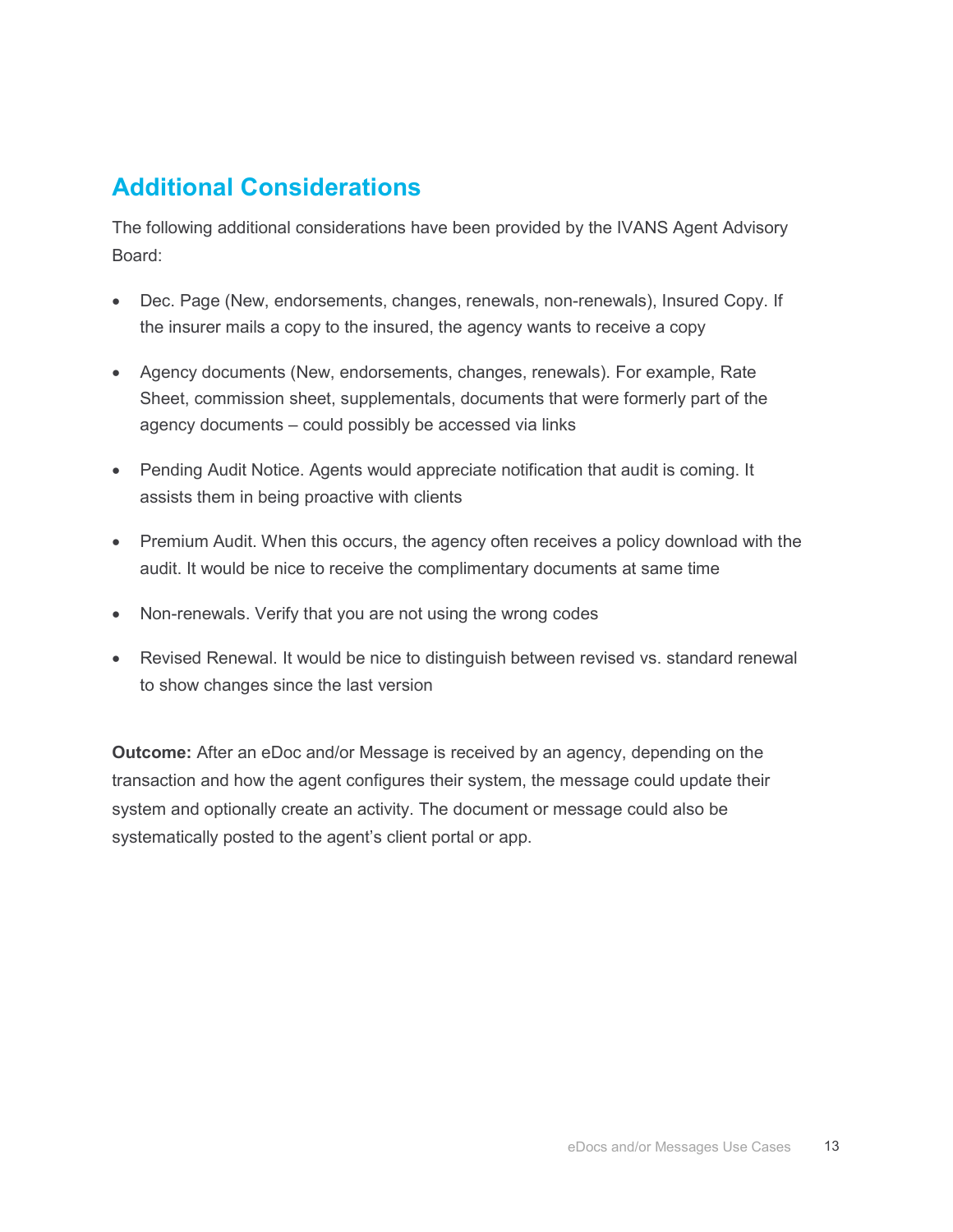## Additional Considerations

The following additional considerations have been provided by the IVANS Agent Advisory Board:

- Dec. Page (New, endorsements, changes, renewals, non-renewals), Insured Copy. If the insurer mails a copy to the insured, the agency wants to receive a copy
- Agency documents (New, endorsements, changes, renewals). For example, Rate Sheet, commission sheet, supplementals, documents that were formerly part of the agency documents – could possibly be accessed via links
- Pending Audit Notice. Agents would appreciate notification that audit is coming. It assists them in being proactive with clients
- Premium Audit. When this occurs, the agency often receives a policy download with the audit. It would be nice to receive the complimentary documents at same time
- Non-renewals. Verify that you are not using the wrong codes
- Revised Renewal. It would be nice to distinguish between revised vs. standard renewal to show changes since the last version

**Outcome:** After an eDoc and/or Message is received by an agency, depending on the transaction and how the agent configures their system, the message could update their system and optionally create an activity. The document or message could also be systematically posted to the agent's client portal or app.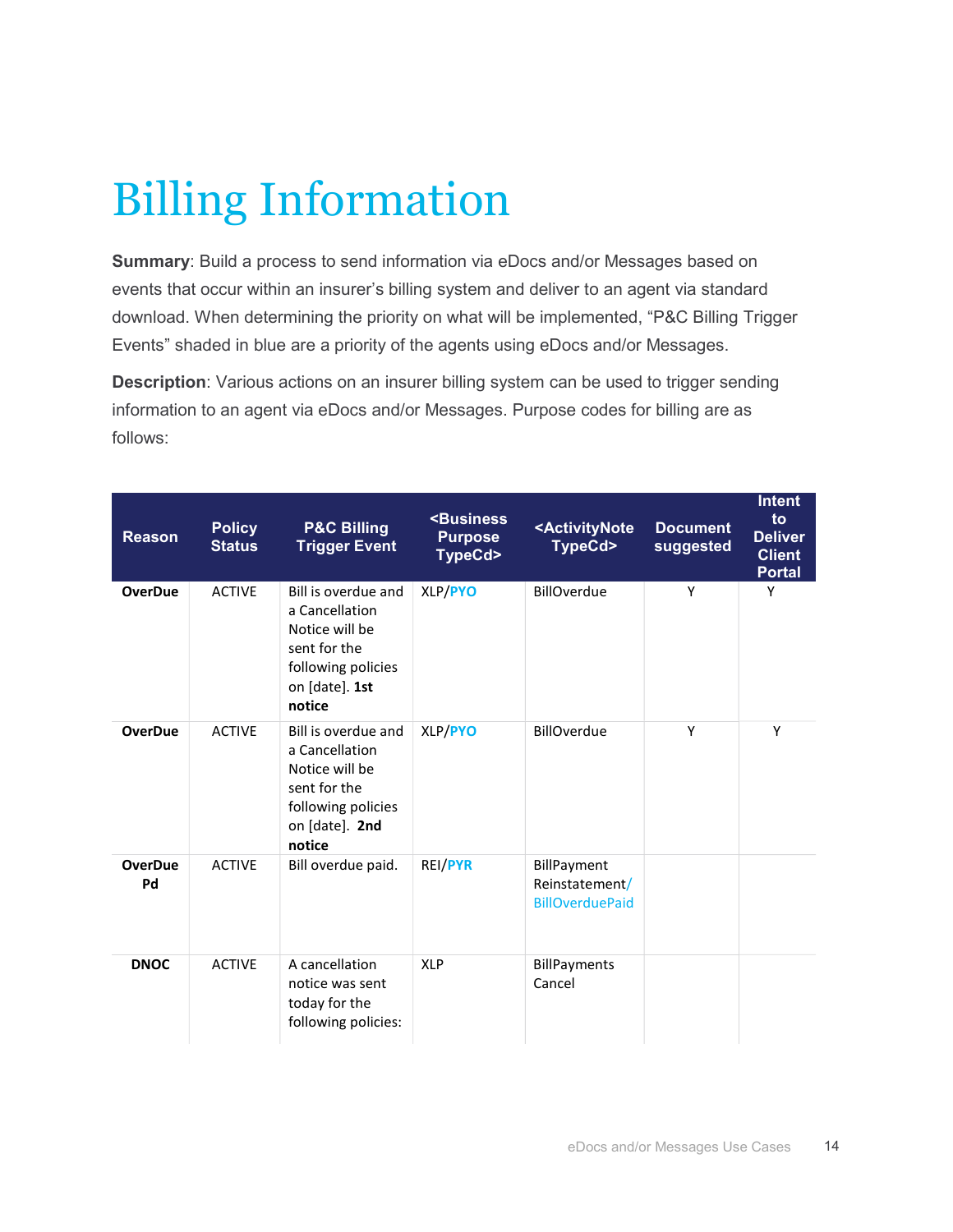# Billing Information

**Summary**: Build a process to send information via eDocs and/or Messages based on events that occur within an insurer's billing system and deliver to an agent via standard download. When determining the priority on what will be implemented, "P&C Billing Trigger Events" shaded in blue are a priority of the agents using eDocs and/or Messages.

**Description**: Various actions on an insurer billing system can be used to trigger sending information to an agent via eDocs and/or Messages. Purpose codes for billing are as follows:

| Reason | Policy Status | P&C Billing Trigger Event | <Business Purpose TypeCd> | <ActivityNote TypeCd> | Document suggested | Intent to Deliver Client Portal |
|---|---|---|---|---|---|---|
| **OverDue** | ACTIVE | Bill is overdue and a Cancellation Notice will be sent for the following policies on [date]. **1st notice** | XLP/PYO | BillOverdue | Y | Y |
| **OverDue** | ACTIVE | Bill is overdue and a Cancellation Notice will be sent for the following policies on [date]. **2nd notice** | XLP/PYO | BillOverdue | Y | Y |
| **OverDue Pd** | ACTIVE | Bill overdue paid. | REI/PYR | BillPayment Reinstatement/ BillOverduePaid | | |
| **DNOC** | ACTIVE | A cancellation notice was sent today for the following policies: | XLP | BillPayments Cancel | | |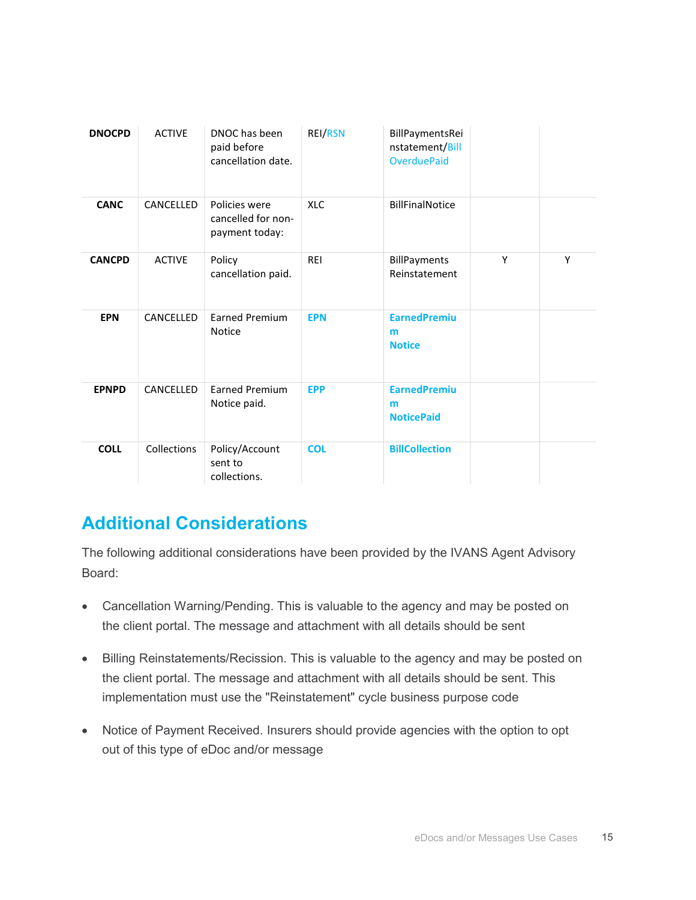| | | | | | | |
|---|---|---|---|---|---|---|
| **DNOCPD** | ACTIVE | DNOC has been paid before cancellation date. | REI/RSN | BillPaymentsReinstatement/BillOverduePaid | | |
| **CANC** | CANCELLED | Policies were cancelled for non-payment today: | XLC | BillFinalNotice | | |
| **CANCPD** | ACTIVE | Policy cancellation paid. | REI | BillPayments Reinstatement | Y | Y |
| **EPN** | CANCELLED | Earned Premium Notice | **EPN** | **EarnedPremium Notice** | | |
| **EPNPD** | CANCELLED | Earned Premium Notice paid. | **EPP** | **EarnedPremium NoticePaid** | | |
| **COLL** | Collections | Policy/Account sent to collections. | **COL** | **BillCollection** | | |

## Additional Considerations

The following additional considerations have been provided by the IVANS Agent Advisory Board:

- Cancellation Warning/Pending. This is valuable to the agency and may be posted on the client portal. The message and attachment with all details should be sent
- Billing Reinstatements/Recission. This is valuable to the agency and may be posted on the client portal. The message and attachment with all details should be sent. This implementation must use the "Reinstatement" cycle business purpose code
- Notice of Payment Received. Insurers should provide agencies with the option to opt out of this type of eDoc and/or message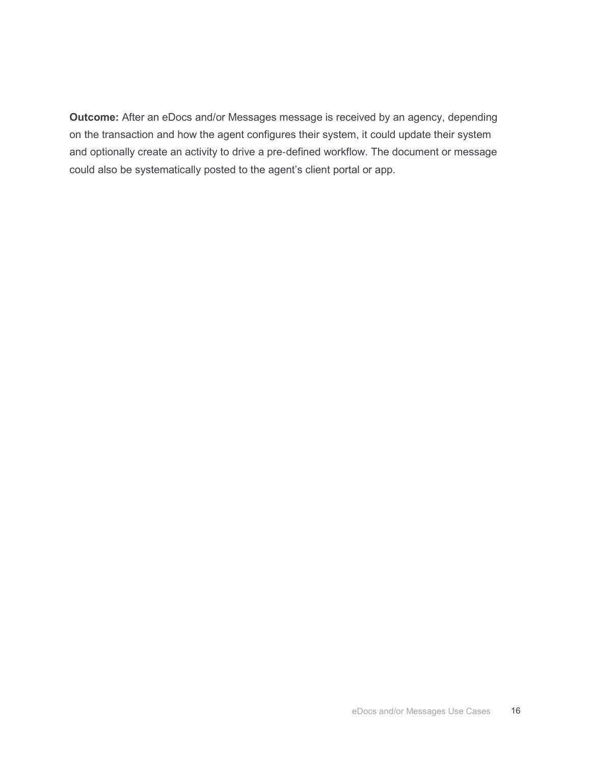**Outcome:** After an eDocs and/or Messages message is received by an agency, depending on the transaction and how the agent configures their system, it could update their system and optionally create an activity to drive a pre-defined workflow. The document or message could also be systematically posted to the agent's client portal or app.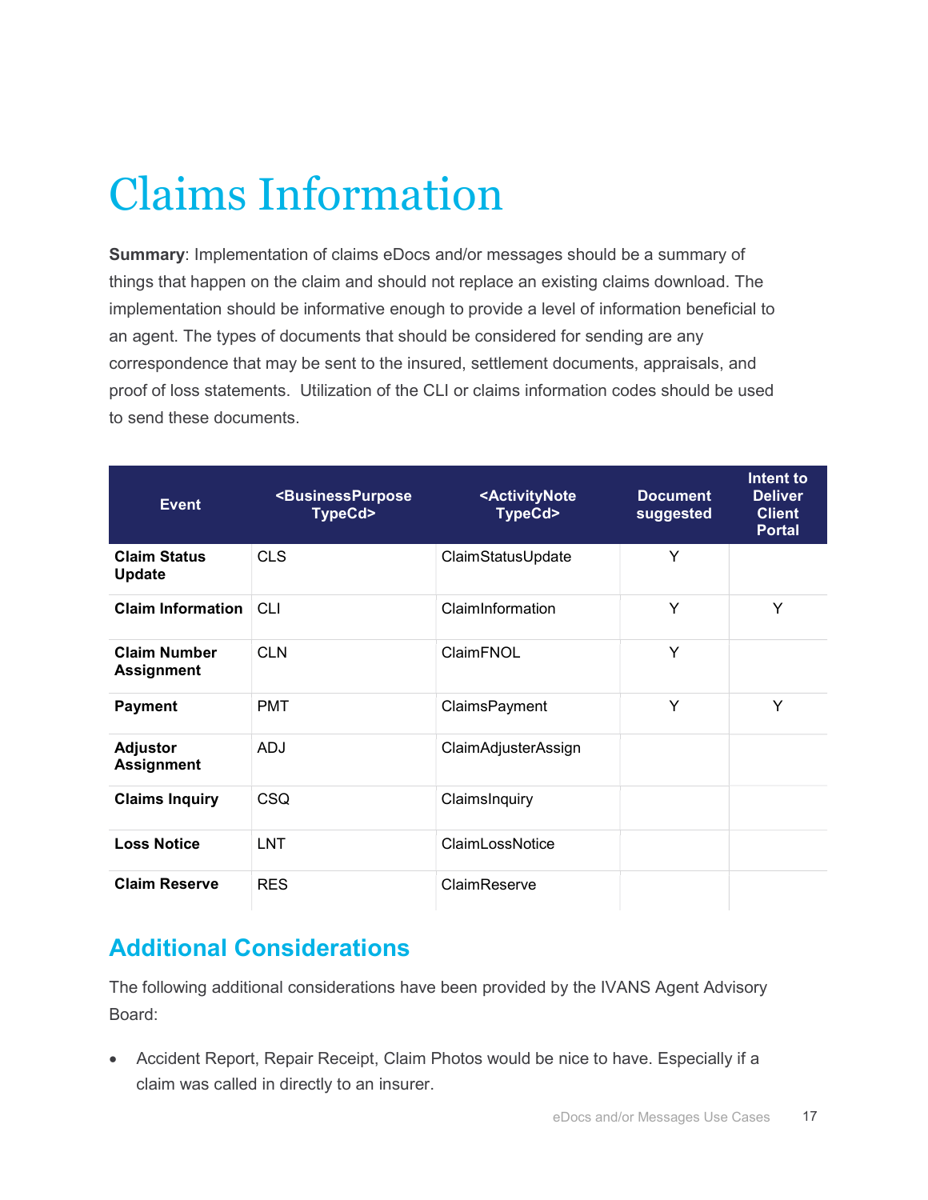# Claims Information

**Summary**: Implementation of claims eDocs and/or messages should be a summary of things that happen on the claim and should not replace an existing claims download. The implementation should be informative enough to provide a level of information beneficial to an agent. The types of documents that should be considered for sending are any correspondence that may be sent to the insured, settlement documents, appraisals, and proof of loss statements. Utilization of the CLI or claims information codes should be used to send these documents.

| Event | <BusinessPurpose TypeCd> | <ActivityNote TypeCd> | Document suggested | Intent to Deliver Client Portal |
|---|---|---|---|---|
| **Claim Status Update** | CLS | ClaimStatusUpdate | Y | |
| **Claim Information** | CLI | ClaimInformation | Y | Y |
| **Claim Number Assignment** | CLN | ClaimFNOL | Y | |
| **Payment** | PMT | ClaimsPayment | Y | Y |
| **Adjustor Assignment** | ADJ | ClaimAdjusterAssign | | |
| **Claims Inquiry** | CSQ | ClaimsInquiry | | |
| **Loss Notice** | LNT | ClaimLossNotice | | |
| **Claim Reserve** | RES | ClaimReserve | | |

## Additional Considerations

The following additional considerations have been provided by the IVANS Agent Advisory Board:

- Accident Report, Repair Receipt, Claim Photos would be nice to have. Especially if a claim was called in directly to an insurer.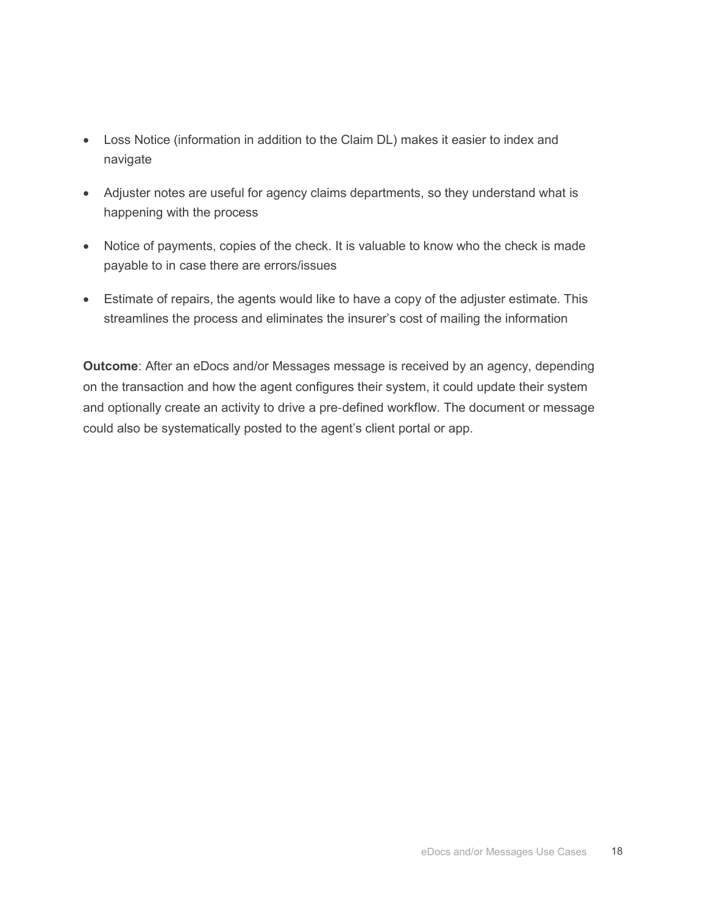- Loss Notice (information in addition to the Claim DL) makes it easier to index and navigate
- Adjuster notes are useful for agency claims departments, so they understand what is happening with the process
- Notice of payments, copies of the check. It is valuable to know who the check is made payable to in case there are errors/issues
- Estimate of repairs, the agents would like to have a copy of the adjuster estimate. This streamlines the process and eliminates the insurer's cost of mailing the information

**Outcome**: After an eDocs and/or Messages message is received by an agency, depending on the transaction and how the agent configures their system, it could update their system and optionally create an activity to drive a pre-defined workflow. The document or message could also be systematically posted to the agent's client portal or app.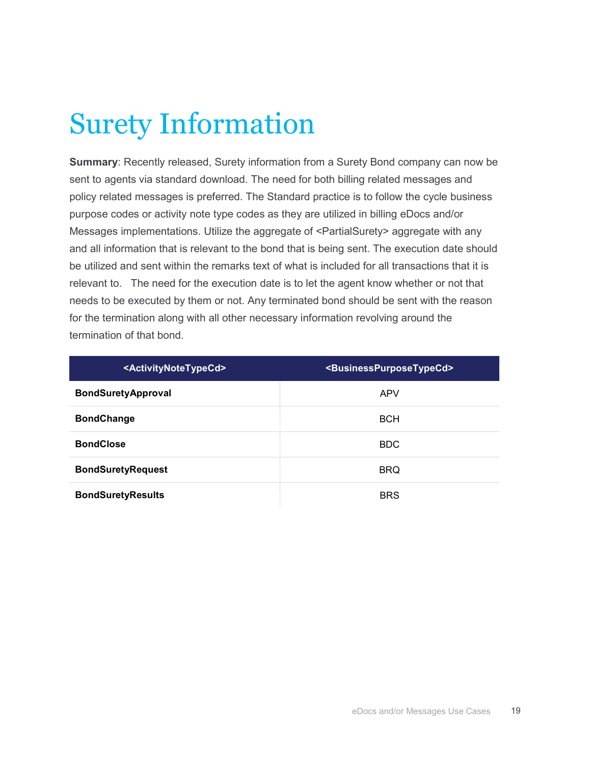# Surety Information

**Summary**: Recently released, Surety information from a Surety Bond company can now be sent to agents via standard download. The need for both billing related messages and policy related messages is preferred. The Standard practice is to follow the cycle business purpose codes or activity note type codes as they are utilized in billing eDocs and/or Messages implementations. Utilize the aggregate of <PartialSurety> aggregate with any and all information that is relevant to the bond that is being sent. The execution date should be utilized and sent within the remarks text of what is included for all transactions that it is relevant to.   The need for the execution date is to let the agent know whether or not that needs to be executed by them or not. Any terminated bond should be sent with the reason for the termination along with all other necessary information revolving around the termination of that bond.

| <ActivityNoteTypeCd> | <BusinessPurposeTypeCd> |
|---|---|
| **BondSuretyApproval** | APV |
| **BondChange** | BCH |
| **BondClose** | BDC |
| **BondSuretyRequest** | BRQ |
| **BondSuretyResults** | BRS |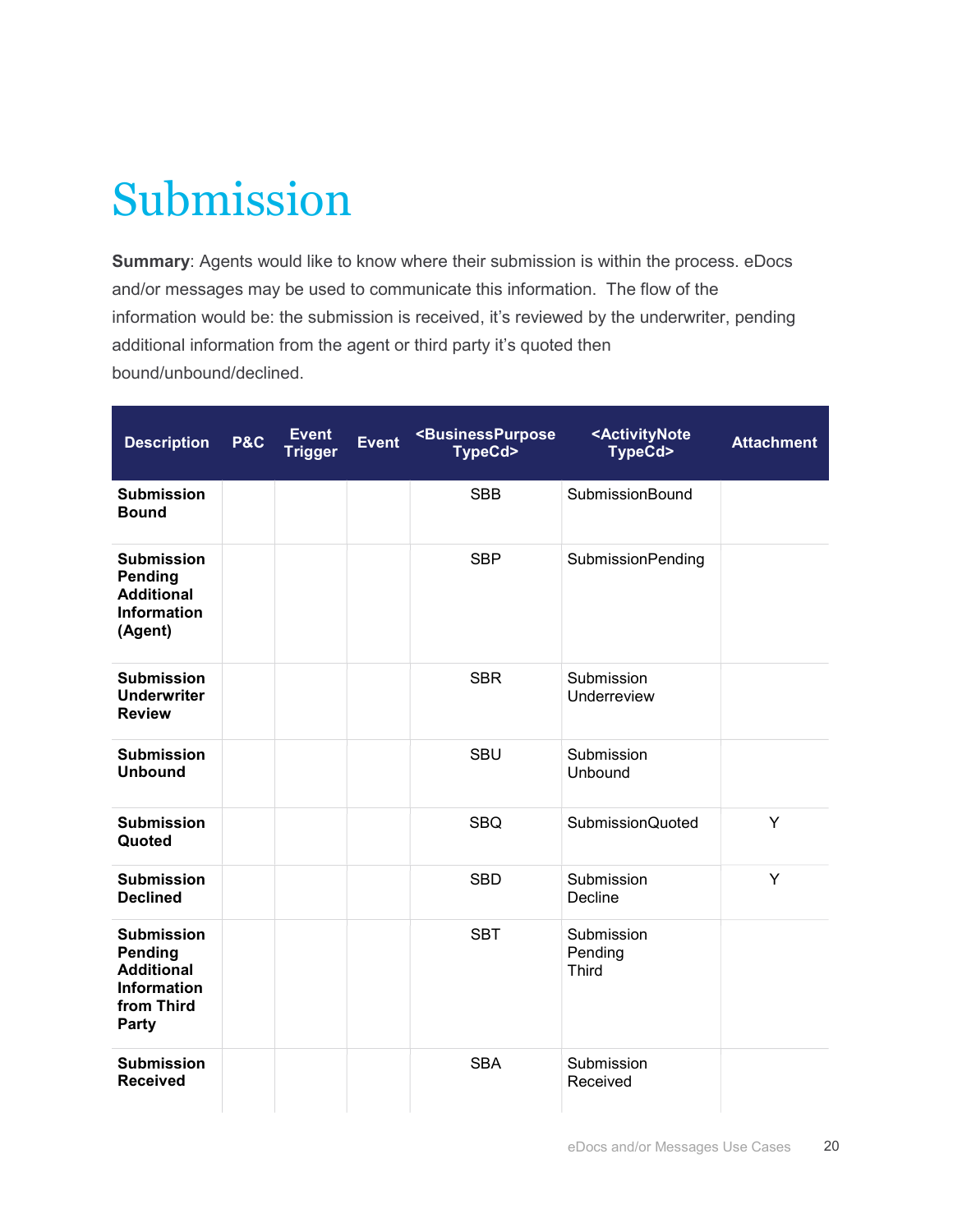# Submission

**Summary**: Agents would like to know where their submission is within the process. eDocs and/or messages may be used to communicate this information. The flow of the information would be: the submission is received, it's reviewed by the underwriter, pending additional information from the agent or third party it's quoted then bound/unbound/declined.

| Description | P&C | Event Trigger | Event | <BusinessPurpose TypeCd> | <ActivityNote TypeCd> | Attachment |
|---|---|---|---|---|---|---|
| **Submission Bound** | | | | SBB | SubmissionBound | |
| **Submission Pending Additional Information (Agent)** | | | | SBP | SubmissionPending | |
| **Submission Underwriter Review** | | | | SBR | Submission Underreview | |
| **Submission Unbound** | | | | SBU | Submission Unbound | |
| **Submission Quoted** | | | | SBQ | SubmissionQuoted | Y |
| **Submission Declined** | | | | SBD | Submission Decline | Y |
| **Submission Pending Additional Information from Third Party** | | | | SBT | Submission Pending Third | |
| **Submission Received** | | | | SBA | Submission Received | |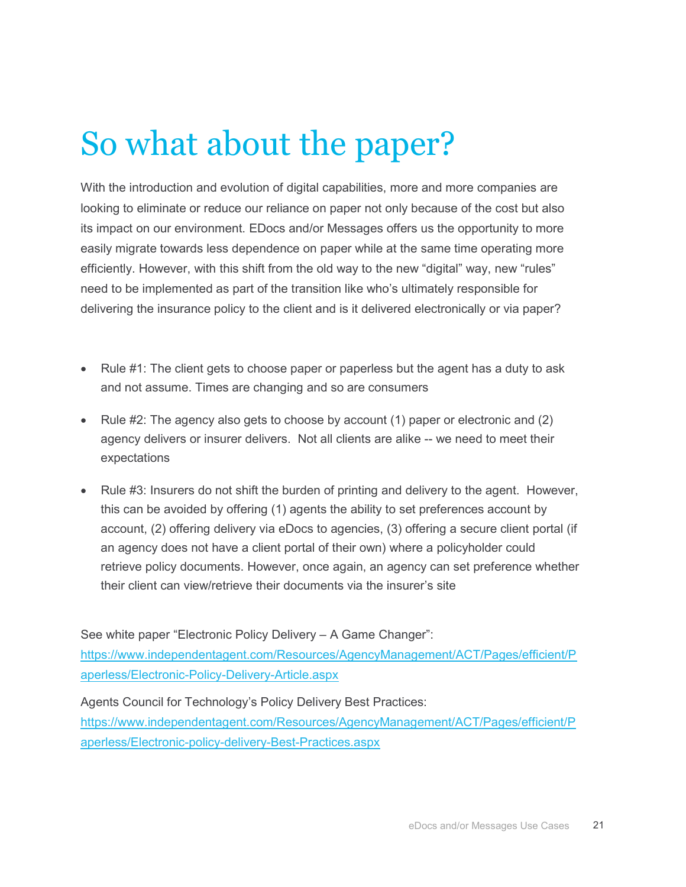# So what about the paper?

With the introduction and evolution of digital capabilities, more and more companies are looking to eliminate or reduce our reliance on paper not only because of the cost but also its impact on our environment. EDocs and/or Messages offers us the opportunity to more easily migrate towards less dependence on paper while at the same time operating more efficiently. However, with this shift from the old way to the new "digital" way, new "rules" need to be implemented as part of the transition like who's ultimately responsible for delivering the insurance policy to the client and is it delivered electronically or via paper?

- Rule #1: The client gets to choose paper or paperless but the agent has a duty to ask and not assume. Times are changing and so are consumers
- Rule #2: The agency also gets to choose by account (1) paper or electronic and (2) agency delivers or insurer delivers. Not all clients are alike -- we need to meet their expectations
- Rule #3: Insurers do not shift the burden of printing and delivery to the agent. However, this can be avoided by offering (1) agents the ability to set preferences account by account, (2) offering delivery via eDocs to agencies, (3) offering a secure client portal (if an agency does not have a client portal of their own) where a policyholder could retrieve policy documents. However, once again, an agency can set preference whether their client can view/retrieve their documents via the insurer's site

See white paper "Electronic Policy Delivery – A Game Changer": https://www.independentagent.com/Resources/AgencyManagement/ACT/Pages/efficient/Paperless/Electronic-Policy-Delivery-Article.aspx

Agents Council for Technology's Policy Delivery Best Practices: https://www.independentagent.com/Resources/AgencyManagement/ACT/Pages/efficient/Paperless/Electronic-policy-delivery-Best-Practices.aspx